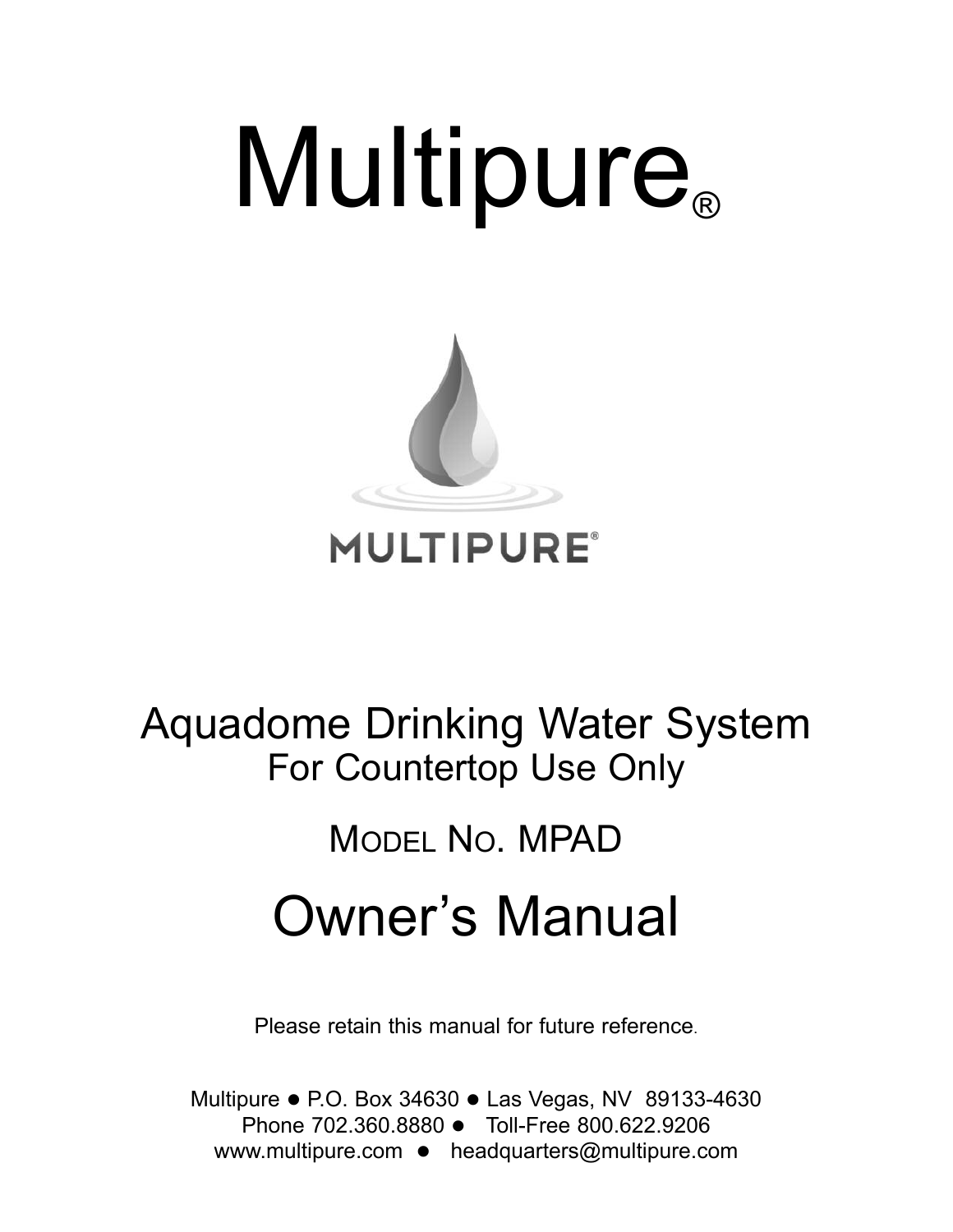# Multipure®

MULTIPURE®

## Aquadome Drinking Water System

For Countertop Use Only

MODEL NO. MPAD

# Owner's Manual

Please retain this manual for future reference.

Multipure ● P.O. Box 34630 ● Las Vegas, NV 89133-4630
Phone 702.360.8880 ● Toll-Free 800.622.9206
www.multipure.com ● headquarters@multipure.com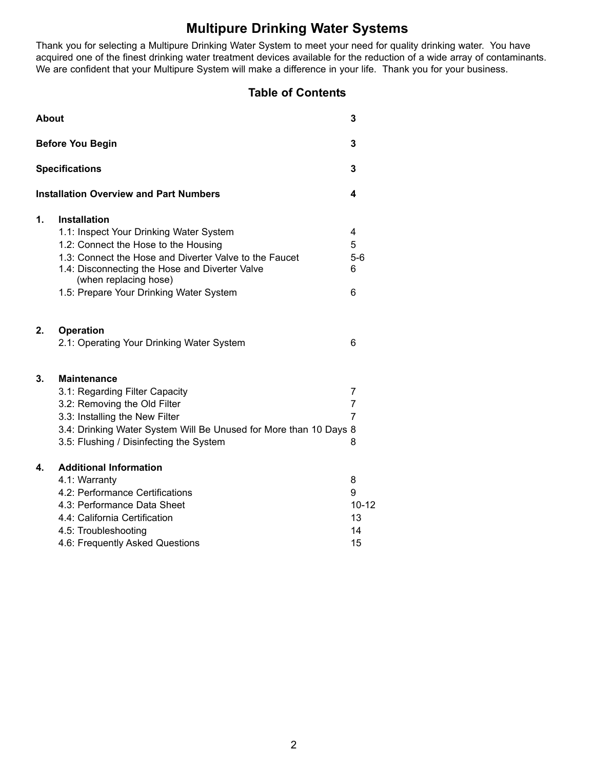# Multipure Drinking Water Systems

Thank you for selecting a Multipure Drinking Water System to meet your need for quality drinking water. You have acquired one of the finest drinking water treatment devices available for the reduction of a wide array of contaminants. We are confident that your Multipure System will make a difference in your life. Thank you for your business.

## Table of Contents

| | | |
|---|---|---|
| **About** | | **3** |
| **Before You Begin** | | **3** |
| **Specifications** | | **3** |
| **Installation Overview and Part Numbers** | | **4** |
| **1.** | **Installation** | |
| | 1.1: Inspect Your Drinking Water System | 4 |
| | 1.2: Connect the Hose to the Housing | 5 |
| | 1.3: Connect the Hose and Diverter Valve to the Faucet | 5-6 |
| | 1.4: Disconnecting the Hose and Diverter Valve (when replacing hose) | 6 |
| | 1.5: Prepare Your Drinking Water System | 6 |
| **2.** | **Operation** | |
| | 2.1: Operating Your Drinking Water System | 6 |
| **3.** | **Maintenance** | |
| | 3.1: Regarding Filter Capacity | 7 |
| | 3.2: Removing the Old Filter | 7 |
| | 3.3: Installing the New Filter | 7 |
| | 3.4: Drinking Water System Will Be Unused for More than 10 Days | 8 |
| | 3.5: Flushing / Disinfecting the System | 8 |
| **4.** | **Additional Information** | |
| | 4.1: Warranty | 8 |
| | 4.2: Performance Certifications | 9 |
| | 4.3: Performance Data Sheet | 10-12 |
| | 4.4: California Certification | 13 |
| | 4.5: Troubleshooting | 14 |
| | 4.6: Frequently Asked Questions | 15 |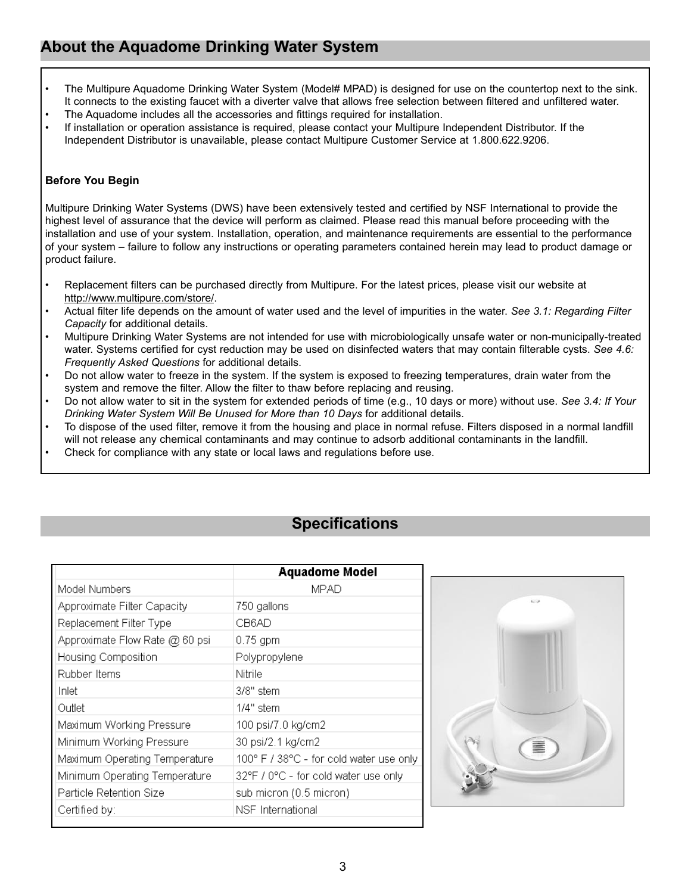## About the Aquadome Drinking Water System

- The Multipure Aquadome Drinking Water System (Model# MPAD) is designed for use on the countertop next to the sink. It connects to the existing faucet with a diverter valve that allows free selection between filtered and unfiltered water.
- The Aquadome includes all the accessories and fittings required for installation.
- If installation or operation assistance is required, please contact your Multipure Independent Distributor. If the Independent Distributor is unavailable, please contact Multipure Customer Service at 1.800.622.9206.

**Before You Begin**

Multipure Drinking Water Systems (DWS) have been extensively tested and certified by NSF International to provide the highest level of assurance that the device will perform as claimed. Please read this manual before proceeding with the installation and use of your system. Installation, operation, and maintenance requirements are essential to the performance of your system – failure to follow any instructions or operating parameters contained herein may lead to product damage or product failure.

- Replacement filters can be purchased directly from Multipure. For the latest prices, please visit our website at http://www.multipure.com/store/.
- Actual filter life depends on the amount of water used and the level of impurities in the water. *See 3.1: Regarding Filter Capacity* for additional details.
- Multipure Drinking Water Systems are not intended for use with microbiologically unsafe water or non-municipally-treated water. Systems certified for cyst reduction may be used on disinfected waters that may contain filterable cysts. *See 4.6: Frequently Asked Questions* for additional details.
- Do not allow water to freeze in the system. If the system is exposed to freezing temperatures, drain water from the system and remove the filter. Allow the filter to thaw before replacing and reusing.
- Do not allow water to sit in the system for extended periods of time (e.g., 10 days or more) without use. *See 3.4: If Your Drinking Water System Will Be Unused for More than 10 Days* for additional details.
- To dispose of the used filter, remove it from the housing and place in normal refuse. Filters disposed in a normal landfill will not release any chemical contaminants and may continue to adsorb additional contaminants in the landfill.
- Check for compliance with any state or local laws and regulations before use.

## Specifications

| | **Aquadome Model** |
|---|---|
| Model Numbers | MPAD |
| Approximate Filter Capacity | 750 gallons |
| Replacement Filter Type | CB6AD |
| Approximate Flow Rate @ 60 psi | 0.75 gpm |
| Housing Composition | Polypropylene |
| Rubber Items | Nitrile |
| Inlet | 3/8" stem |
| Outlet | 1/4" stem |
| Maximum Working Pressure | 100 psi/7.0 kg/cm2 |
| Minimum Working Pressure | 30 psi/2.1 kg/cm2 |
| Maximum Operating Temperature | 100° F / 38°C - for cold water use only |
| Minimum Operating Temperature | 32°F / 0°C - for cold water use only |
| Particle Retention Size | sub micron (0.5 micron) |
| Certified by: | NSF International |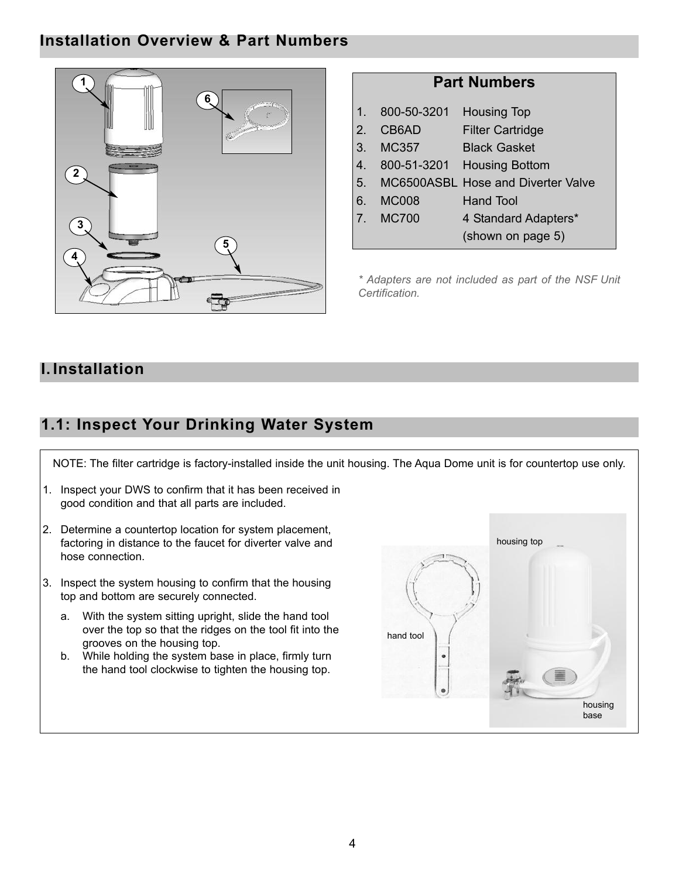## Installation Overview & Part Numbers

| Part Numbers | | |
|---|---|---|
| 1. | 800-50-3201 | Housing Top |
| 2. | CB6AD | Filter Cartridge |
| 3. | MC357 | Black Gasket |
| 4. | 800-51-3201 | Housing Bottom |
| 5. | MC6500ASBL | Hose and Diverter Valve |
| 6. | MC008 | Hand Tool |
| 7. | MC700 | 4 Standard Adapters* (shown on page 5) |

*\* Adapters are not included as part of the NSF Unit Certification.*

## I. Installation

## 1.1: Inspect Your Drinking Water System

NOTE: The filter cartridge is factory-installed inside the unit housing. The Aqua Dome unit is for countertop use only.

1. Inspect your DWS to confirm that it has been received in good condition and that all parts are included.
2. Determine a countertop location for system placement, factoring in distance to the faucet for diverter valve and hose connection.
3. Inspect the system housing to confirm that the housing top and bottom are securely connected.
   a. With the system sitting upright, slide the hand tool over the top so that the ridges on the tool fit into the grooves on the housing top.
   b. While holding the system base in place, firmly turn the hand tool clockwise to tighten the housing top.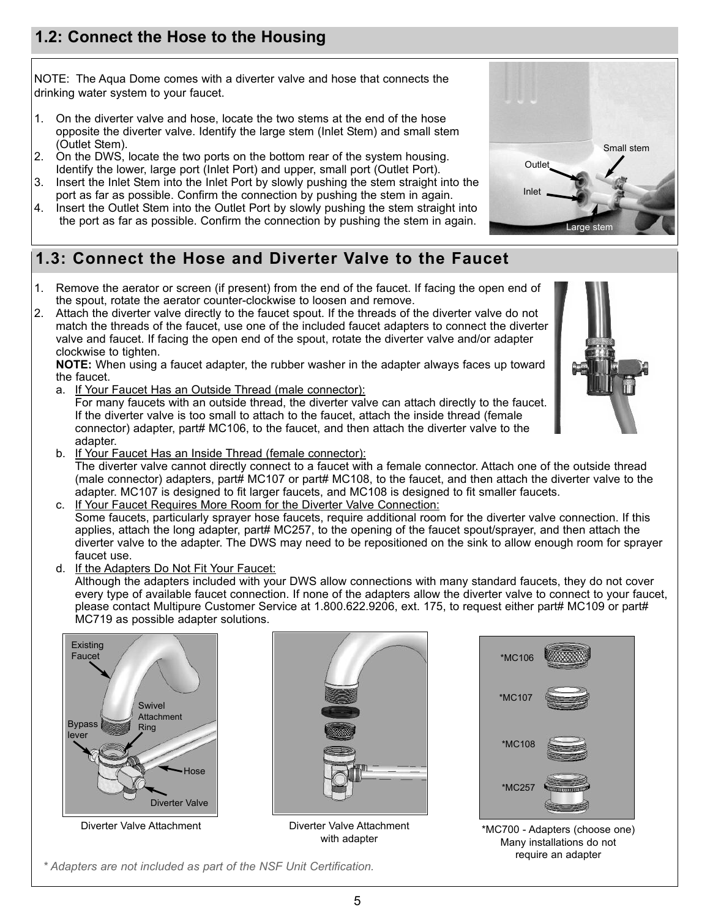## 1.2: Connect the Hose to the Housing

NOTE: The Aqua Dome comes with a diverter valve and hose that connects the drinking water system to your faucet.

1. On the diverter valve and hose, locate the two stems at the end of the hose opposite the diverter valve. Identify the large stem (Inlet Stem) and small stem (Outlet Stem).
2. On the DWS, locate the two ports on the bottom rear of the system housing. Identify the lower, large port (Inlet Port) and upper, small port (Outlet Port).
3. Insert the Inlet Stem into the Inlet Port by slowly pushing the stem straight into the port as far as possible. Confirm the connection by pushing the stem in again.
4. Insert the Outlet Stem into the Outlet Port by slowly pushing the stem straight into the port as far as possible. Confirm the connection by pushing the stem in again.

## 1.3: Connect the Hose and Diverter Valve to the Faucet

1. Remove the aerator or screen (if present) from the end of the faucet. If facing the open end of the spout, rotate the aerator counter-clockwise to loosen and remove.
2. Attach the diverter valve directly to the faucet spout. If the threads of the diverter valve do not match the threads of the faucet, use one of the included faucet adapters to connect the diverter valve and faucet. If facing the open end of the spout, rotate the diverter valve and/or adapter clockwise to tighten.
   **NOTE:** When using a faucet adapter, the rubber washer in the adapter always faces up toward the faucet.
   a. If Your Faucet Has an Outside Thread (male connector):
      For many faucets with an outside thread, the diverter valve can attach directly to the faucet. If the diverter valve is too small to attach to the faucet, attach the inside thread (female connector) adapter, part# MC106, to the faucet, and then attach the diverter valve to the adapter.
   b. If Your Faucet Has an Inside Thread (female connector):
      The diverter valve cannot directly connect to a faucet with a female connector. Attach one of the outside thread (male connector) adapters, part# MC107 or part# MC108, to the faucet, and then attach the diverter valve to the adapter. MC107 is designed to fit larger faucets, and MC108 is designed to fit smaller faucets.
   c. If Your Faucet Requires More Room for the Diverter Valve Connection:
      Some faucets, particularly sprayer hose faucets, require additional room for the diverter valve connection. If this applies, attach the long adapter, part# MC257, to the opening of the faucet spout/sprayer, and then attach the diverter valve to the adapter. The DWS may need to be repositioned on the sink to allow enough room for sprayer faucet use.
   d. If the Adapters Do Not Fit Your Faucet:
      Although the adapters included with your DWS allow connections with many standard faucets, they do not cover every type of available faucet connection. If none of the adapters allow the diverter valve to connect to your faucet, please contact Multipure Customer Service at 1.800.622.9206, ext. 175, to request either part# MC109 or part# MC719 as possible adapter solutions.

Diverter Valve Attachment

Diverter Valve Attachment with adapter

*MC700 - Adapters (choose one) Many installations do not require an adapter

*\ Adapters are not included as part of the NSF Unit Certification.*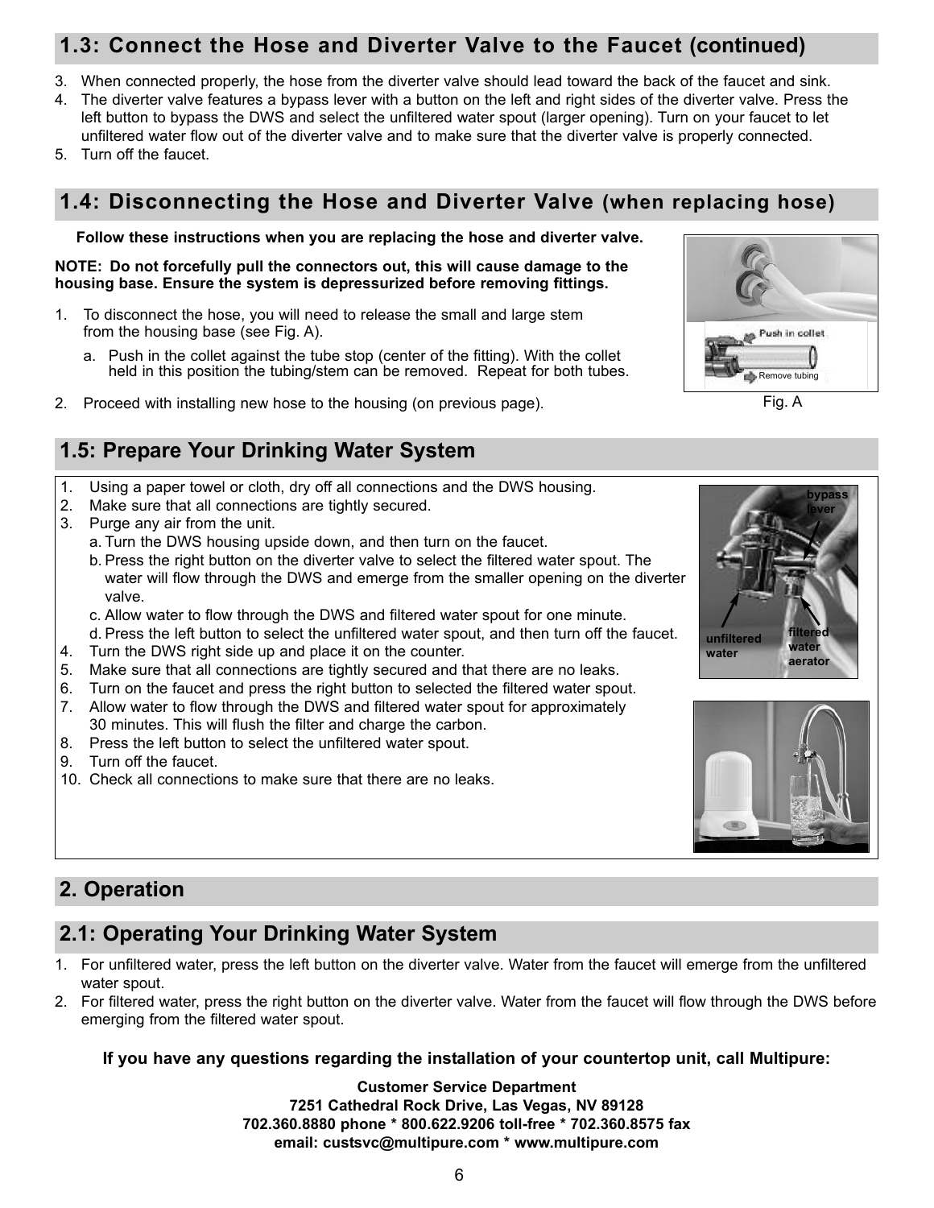## 1.3: Connect the Hose and Diverter Valve to the Faucet (continued)

3. When connected properly, the hose from the diverter valve should lead toward the back of the faucet and sink.
4. The diverter valve features a bypass lever with a button on the left and right sides of the diverter valve. Press the left button to bypass the DWS and select the unfiltered water spout (larger opening). Turn on your faucet to let unfiltered water flow out of the diverter valve and to make sure that the diverter valve is properly connected.
5. Turn off the faucet.

## 1.4: Disconnecting the Hose and Diverter Valve (when replacing hose)

**Follow these instructions when you are replacing the hose and diverter valve.**

**NOTE: Do not forcefully pull the connectors out, this will cause damage to the housing base. Ensure the system is depressurized before removing fittings.**

1. To disconnect the hose, you will need to release the small and large stem from the housing base (see Fig. A).
   a. Push in the collet against the tube stop (center of the fitting). With the collet held in this position the tubing/stem can be removed. Repeat for both tubes.
2. Proceed with installing new hose to the housing (on previous page).

Push in collet

Remove tubing

Fig. A

## 1.5: Prepare Your Drinking Water System

1. Using a paper towel or cloth, dry off all connections and the DWS housing.
2. Make sure that all connections are tightly secured.
3. Purge any air from the unit.
   a. Turn the DWS housing upside down, and then turn on the faucet.
   b. Press the right button on the diverter valve to select the filtered water spout. The water will flow through the DWS and emerge from the smaller opening on the diverter valve.
   c. Allow water to flow through the DWS and filtered water spout for one minute.
   d. Press the left button to select the unfiltered water spout, and then turn off the faucet.
4. Turn the DWS right side up and place it on the counter.
5. Make sure that all connections are tightly secured and that there are no leaks.
6. Turn on the faucet and press the right button to selected the filtered water spout.
7. Allow water to flow through the DWS and filtered water spout for approximately 30 minutes. This will flush the filter and charge the carbon.
8. Press the left button to select the unfiltered water spout.
9. Turn off the faucet.
10. Check all connections to make sure that there are no leaks.

bypass lever

unfiltered water

filtered water aerator

# 2. Operation

## 2.1: Operating Your Drinking Water System

1. For unfiltered water, press the left button on the diverter valve. Water from the faucet will emerge from the unfiltered water spout.
2. For filtered water, press the right button on the diverter valve. Water from the faucet will flow through the DWS before emerging from the filtered water spout.

**If you have any questions regarding the installation of your countertop unit, call Multipure:**

**Customer Service Department**
**7251 Cathedral Rock Drive, Las Vegas, NV 89128**
**702.360.8880 phone * 800.622.9206 toll-free * 702.360.8575 fax**
**email: custsvc@multipure.com * www.multipure.com**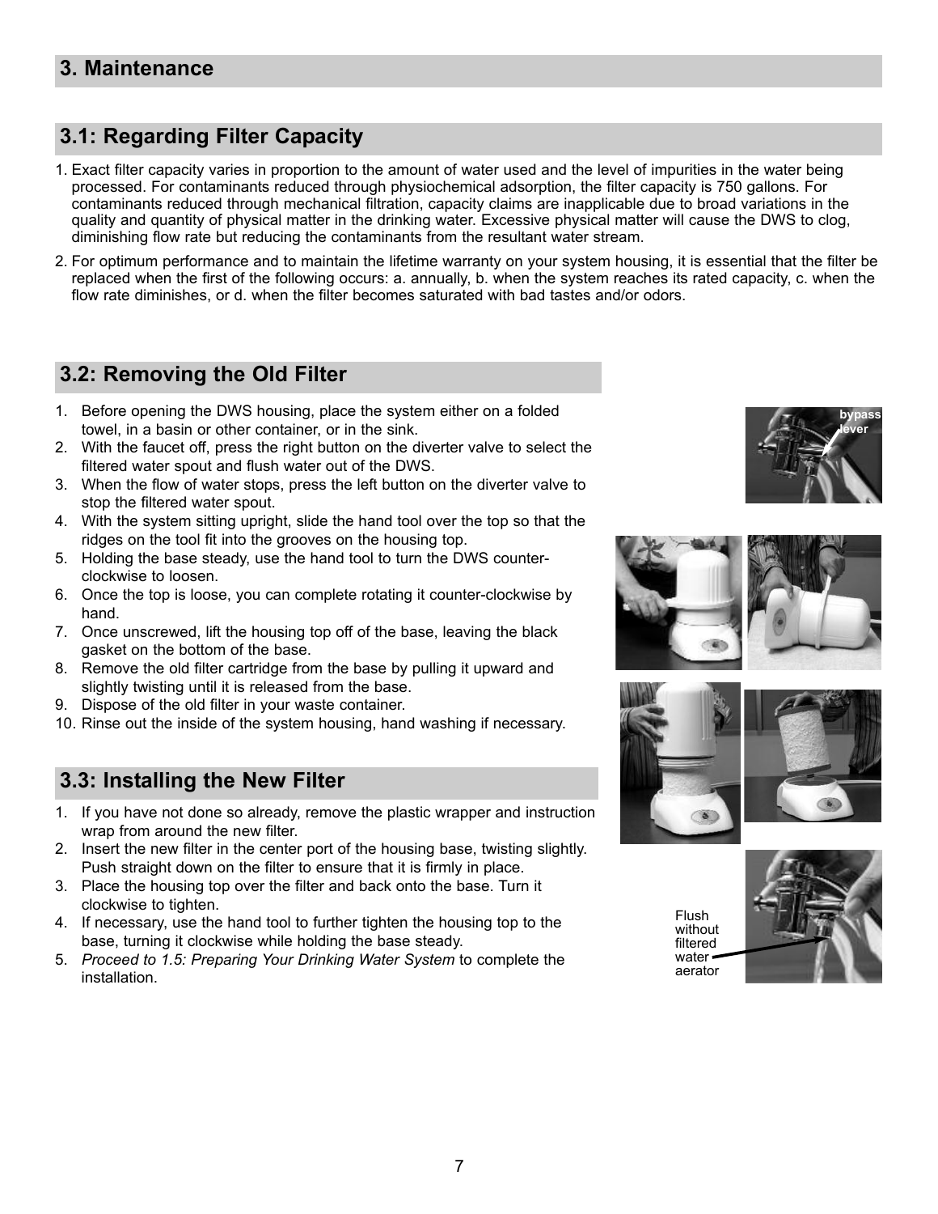# 3. Maintenance

## 3.1: Regarding Filter Capacity

1. Exact filter capacity varies in proportion to the amount of water used and the level of impurities in the water being processed. For contaminants reduced through physiochemical adsorption, the filter capacity is 750 gallons. For contaminants reduced through mechanical filtration, capacity claims are inapplicable due to broad variations in the quality and quantity of physical matter in the drinking water. Excessive physical matter will cause the DWS to clog, diminishing flow rate but reducing the contaminants from the resultant water stream.
2. For optimum performance and to maintain the lifetime warranty on your system housing, it is essential that the filter be replaced when the first of the following occurs: a. annually, b. when the system reaches its rated capacity, c. when the flow rate diminishes, or d. when the filter becomes saturated with bad tastes and/or odors.

## 3.2: Removing the Old Filter

1. Before opening the DWS housing, place the system either on a folded towel, in a basin or other container, or in the sink.
2. With the faucet off, press the right button on the diverter valve to select the filtered water spout and flush water out of the DWS.
3. When the flow of water stops, press the left button on the diverter valve to stop the filtered water spout.
4. With the system sitting upright, slide the hand tool over the top so that the ridges on the tool fit into the grooves on the housing top.
5. Holding the base steady, use the hand tool to turn the DWS counter-clockwise to loosen.
6. Once the top is loose, you can complete rotating it counter-clockwise by hand.
7. Once unscrewed, lift the housing top off of the base, leaving the black gasket on the bottom of the base.
8. Remove the old filter cartridge from the base by pulling it upward and slightly twisting until it is released from the base.
9. Dispose of the old filter in your waste container.
10. Rinse out the inside of the system housing, hand washing if necessary.

bypass lever

## 3.3: Installing the New Filter

1. If you have not done so already, remove the plastic wrapper and instruction wrap from around the new filter.
2. Insert the new filter in the center port of the housing base, twisting slightly. Push straight down on the filter to ensure that it is firmly in place.
3. Place the housing top over the filter and back onto the base. Turn it clockwise to tighten.
4. If necessary, use the hand tool to further tighten the housing top to the base, turning it clockwise while holding the base steady.
5. *Proceed to 1.5: Preparing Your Drinking Water System* to complete the installation.

Flush without filtered water aerator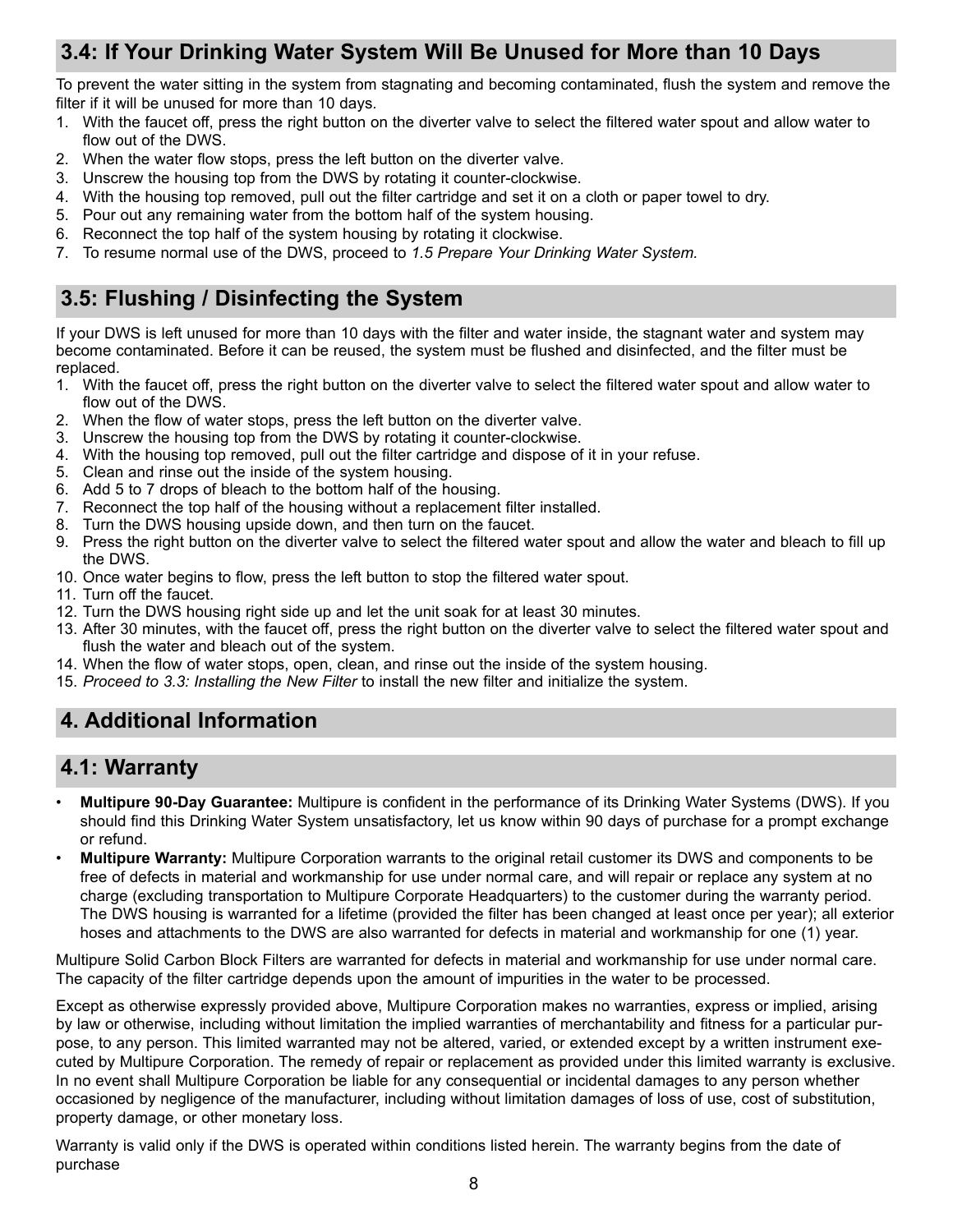## 3.4: If Your Drinking Water System Will Be Unused for More than 10 Days

To prevent the water sitting in the system from stagnating and becoming contaminated, flush the system and remove the filter if it will be unused for more than 10 days.

1. With the faucet off, press the right button on the diverter valve to select the filtered water spout and allow water to flow out of the DWS.
2. When the water flow stops, press the left button on the diverter valve.
3. Unscrew the housing top from the DWS by rotating it counter-clockwise.
4. With the housing top removed, pull out the filter cartridge and set it on a cloth or paper towel to dry.
5. Pour out any remaining water from the bottom half of the system housing.
6. Reconnect the top half of the system housing by rotating it clockwise.
7. To resume normal use of the DWS, proceed to *1.5 Prepare Your Drinking Water System.*

## 3.5: Flushing / Disinfecting the System

If your DWS is left unused for more than 10 days with the filter and water inside, the stagnant water and system may become contaminated. Before it can be reused, the system must be flushed and disinfected, and the filter must be replaced.

1. With the faucet off, press the right button on the diverter valve to select the filtered water spout and allow water to flow out of the DWS.
2. When the flow of water stops, press the left button on the diverter valve.
3. Unscrew the housing top from the DWS by rotating it counter-clockwise.
4. With the housing top removed, pull out the filter cartridge and dispose of it in your refuse.
5. Clean and rinse out the inside of the system housing.
6. Add 5 to 7 drops of bleach to the bottom half of the housing.
7. Reconnect the top half of the housing without a replacement filter installed.
8. Turn the DWS housing upside down, and then turn on the faucet.
9. Press the right button on the diverter valve to select the filtered water spout and allow the water and bleach to fill up the DWS.
10. Once water begins to flow, press the left button to stop the filtered water spout.
11. Turn off the faucet.
12. Turn the DWS housing right side up and let the unit soak for at least 30 minutes.
13. After 30 minutes, with the faucet off, press the right button on the diverter valve to select the filtered water spout and flush the water and bleach out of the system.
14. When the flow of water stops, open, clean, and rinse out the inside of the system housing.
15. *Proceed to 3.3: Installing the New Filter* to install the new filter and initialize the system.

# 4. Additional Information

## 4.1: Warranty

- **Multipure 90-Day Guarantee:** Multipure is confident in the performance of its Drinking Water Systems (DWS). If you should find this Drinking Water System unsatisfactory, let us know within 90 days of purchase for a prompt exchange or refund.
- **Multipure Warranty:** Multipure Corporation warrants to the original retail customer its DWS and components to be free of defects in material and workmanship for use under normal care, and will repair or replace any system at no charge (excluding transportation to Multipure Corporate Headquarters) to the customer during the warranty period. The DWS housing is warranted for a lifetime (provided the filter has been changed at least once per year); all exterior hoses and attachments to the DWS are also warranted for defects in material and workmanship for one (1) year.

Multipure Solid Carbon Block Filters are warranted for defects in material and workmanship for use under normal care. The capacity of the filter cartridge depends upon the amount of impurities in the water to be processed.

Except as otherwise expressly provided above, Multipure Corporation makes no warranties, express or implied, arising by law or otherwise, including without limitation the implied warranties of merchantability and fitness for a particular purpose, to any person. This limited warranted may not be altered, varied, or extended except by a written instrument executed by Multipure Corporation. The remedy of repair or replacement as provided under this limited warranty is exclusive. In no event shall Multipure Corporation be liable for any consequential or incidental damages to any person whether occasioned by negligence of the manufacturer, including without limitation damages of loss of use, cost of substitution, property damage, or other monetary loss.

Warranty is valid only if the DWS is operated within conditions listed herein. The warranty begins from the date of purchase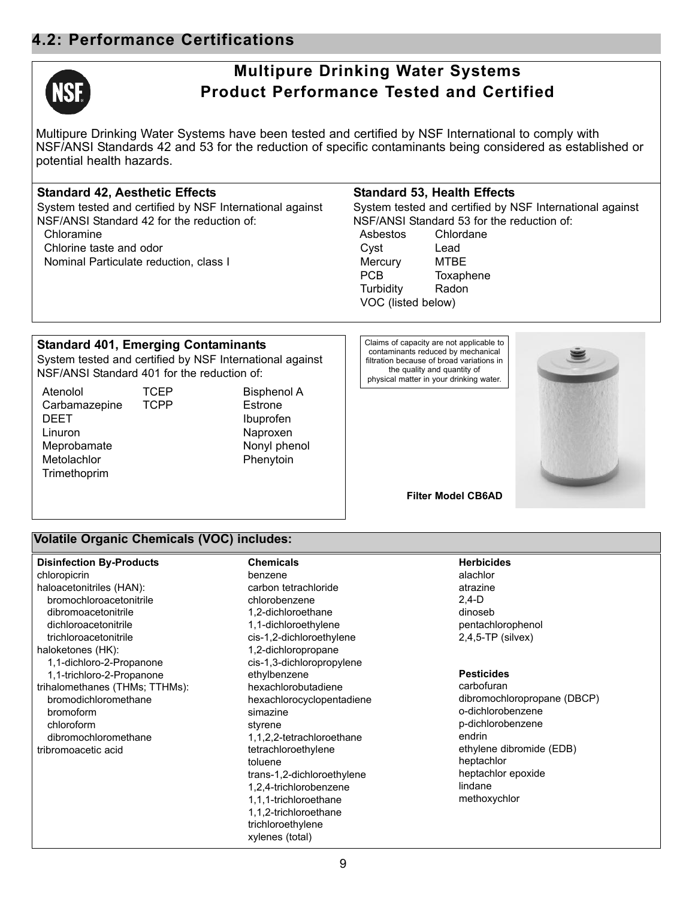## 4.2: Performance Certifications

### Multipure Drinking Water Systems
### Product Performance Tested and Certified

Multipure Drinking Water Systems have been tested and certified by NSF International to comply with NSF/ANSI Standards 42 and 53 for the reduction of specific contaminants being considered as established or potential health hazards.

**Standard 42, Aesthetic Effects**

System tested and certified by NSF International against NSF/ANSI Standard 42 for the reduction of:

- Chloramine
- Chlorine taste and odor
- Nominal Particulate reduction, class I

**Standard 53, Health Effects**

System tested and certified by NSF International against NSF/ANSI Standard 53 for the reduction of:

| | |
|---|---|
| Asbestos | Chlordane |
| Cyst | Lead |
| Mercury | MTBE |
| PCB | Toxaphene |
| Turbidity | Radon |
| VOC (listed below) | |

**Standard 401, Emerging Contaminants**

System tested and certified by NSF International against NSF/ANSI Standard 401 for the reduction of:

| | | |
|---|---|---|
| Atenolol | TCEP | Bisphenol A |
| Carbamazepine | TCPP | Estrone |
| DEET | | Ibuprofen |
| Linuron | | Naproxen |
| Meprobamate | | Nonyl phenol |
| Metolachlor | | Phenytoin |
| Trimethoprim | | |

Claims of capacity are not applicable to contaminants reduced by mechanical filtration because of broad variations in the quality and quantity of physical matter in your drinking water.

**Filter Model CB6AD**

### Volatile Organic Chemicals (VOC) includes:

**Disinfection By-Products**

- chloropicrin
- haloacetonitriles (HAN):
  - bromochloroacetonitrile
  - dibromoacetonitrile
  - dichloroacetonitrile
  - trichloroacetonitrile
- haloketones (HK):
  - 1,1-dichloro-2-Propanone
  - 1,1-trichloro-2-Propanone
- trihalomethanes (THMs; TTHMs):
  - bromodichloromethane
  - bromoform
  - chloroform
  - dibromochloromethane
- tribromoacetic acid

**Chemicals**

- benzene
- carbon tetrachloride
- chlorobenzene
- 1,2-dichloroethane
- 1,1-dichloroethylene
- cis-1,2-dichloroethylene
- 1,2-dichloropropane
- cis-1,3-dichloropropylene
- ethylbenzene
- hexachlorobutadiene
- hexachlorocyclopentadiene
- simazine
- styrene
- 1,1,2,2-tetrachloroethane
- tetrachloroethylene
- toluene
- trans-1,2-dichloroethylene
- 1,2,4-trichlorobenzene
- 1,1,1-trichloroethane
- 1,1,2-trichloroethane
- trichloroethylene
- xylenes (total)

**Herbicides**

- alachlor
- atrazine
- 2,4-D
- dinoseb
- pentachlorophenol
- 2,4,5-TP (silvex)

**Pesticides**

- carbofuran
- dibromochloropropane (DBCP)
- o-dichlorobenzene
- p-dichlorobenzene
- endrin
- ethylene dibromide (EDB)
- heptachlor
- heptachlor epoxide
- lindane
- methoxychlor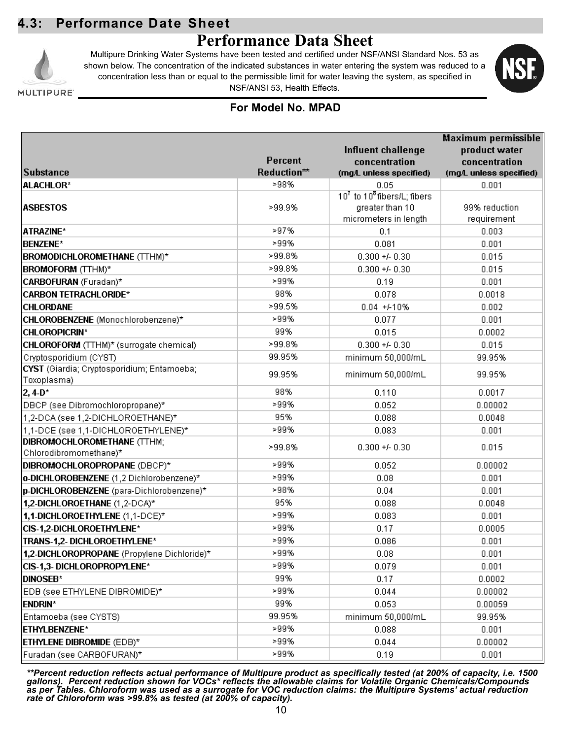## 4.3: Performance Date Sheet

# Performance Data Sheet

Multipure Drinking Water Systems have been tested and certified under NSF/ANSI Standard Nos. 53 as shown below. The concentration of the indicated substances in water entering the system was reduced to a concentration less than or equal to the permissible limit for water leaving the system, as specified in NSF/ANSI 53, Health Effects.

**For Model No. MPAD**

| Substance | Percent Reduction** | Influent challenge concentration (mg/L unless specified) | Maximum permissible product water concentration (mg/L unless specified) |
|---|---|---|---|
| **ALACHLOR*** | >98% | 0.05 | 0.001 |
| **ASBESTOS** | >99.9% | $10^7$ to $10^8$ fibers/L; fibers greater than 10 micrometers in length | 99% reduction requirement |
| **ATRAZINE*** | >97% | 0.1 | 0.003 |
| **BENZENE*** | >99% | 0.081 | 0.001 |
| **BROMODICHLOROMETHANE** (TTHM)* | >99.8% | 0.300 +/- 0.30 | 0.015 |
| **BROMOFORM** (TTHM)* | >99.8% | 0.300 +/- 0.30 | 0.015 |
| **CARBOFURAN** (Furadan)* | >99% | 0.19 | 0.001 |
| **CARBON TETRACHLORIDE*** | 98% | 0.078 | 0.0018 |
| **CHLORDANE** | >99.5% | 0.04 +/-10% | 0.002 |
| **CHLOROBENZENE** (Monochlorobenzene)* | >99% | 0.077 | 0.001 |
| **CHLOROPICRIN*** | 99% | 0.015 | 0.0002 |
| **CHLOROFORM** (TTHM)* (surrogate chemical) | >99.8% | 0.300 +/- 0.30 | 0.015 |
| Cryptosporidium (CYST) | 99.95% | minimum 50,000/mL | 99.95% |
| **CYST** (Giardia; Cryptosporidium; Entamoeba; Toxoplasma) | 99.95% | minimum 50,000/mL | 99.95% |
| **2, 4-D*** | 98% | 0.110 | 0.0017 |
| DBCP (see Dibromochloropropane)* | >99% | 0.052 | 0.00002 |
| 1,2-DCA (see 1,2-DICHLOROETHANE)* | 95% | 0.088 | 0.0048 |
| 1,1-DCE (see 1,1-DICHLOROETHYLENE)* | >99% | 0.083 | 0.001 |
| **DIBROMOCHLOROMETHANE** (TTHM; Chlorodibromomethane)* | >99.8% | 0.300 +/- 0.30 | 0.015 |
| **DIBROMOCHLOROPROPANE** (DBCP)* | >99% | 0.052 | 0.00002 |
| **o-DICHLOROBENZENE** (1,2 Dichlorobenzene)* | >99% | 0.08 | 0.001 |
| **p-DICHLOROBENZENE** (para-Dichlorobenzene)* | >98% | 0.04 | 0.001 |
| **1,2-DICHLOROETHANE** (1,2-DCA)* | 95% | 0.088 | 0.0048 |
| **1,1-DICHLOROETHYLENE** (1,1-DCE)* | >99% | 0.083 | 0.001 |
| **CIS-1,2-DICHLOROETHYLENE*** | >99% | 0.17 | 0.0005 |
| **TRANS-1,2- DICHLOROETHYLENE*** | >99% | 0.086 | 0.001 |
| **1,2-DICHLOROPROPANE** (Propylene Dichloride)* | >99% | 0.08 | 0.001 |
| **CIS-1,3- DICHLOROPROPYLENE*** | >99% | 0.079 | 0.001 |
| **DINOSEB*** | 99% | 0.17 | 0.0002 |
| EDB (see ETHYLENE DIBROMIDE)* | >99% | 0.044 | 0.00002 |
| **ENDRIN*** | 99% | 0.053 | 0.00059 |
| Entamoeba (see CYSTS) | 99.95% | minimum 50,000/mL | 99.95% |
| **ETHYLBENZENE*** | >99% | 0.088 | 0.001 |
| **ETHYLENE DIBROMIDE** (EDB)* | >99% | 0.044 | 0.00002 |
| Furadan (see CARBOFURAN)* | >99% | 0.19 | 0.001 |

***\*\*Percent reduction reflects actual performance of Multipure product as specifically tested (at 200% of capacity, i.e. 1500 gallons). Percent reduction shown for VOCs\* reflects the allowable claims for Volatile Organic Chemicals/Compounds as per Tables. Chloroform was used as a surrogate for VOC reduction claims: the Multipure Systems' actual reduction rate of Chloroform was >99.8% as tested (at 200% of capacity).***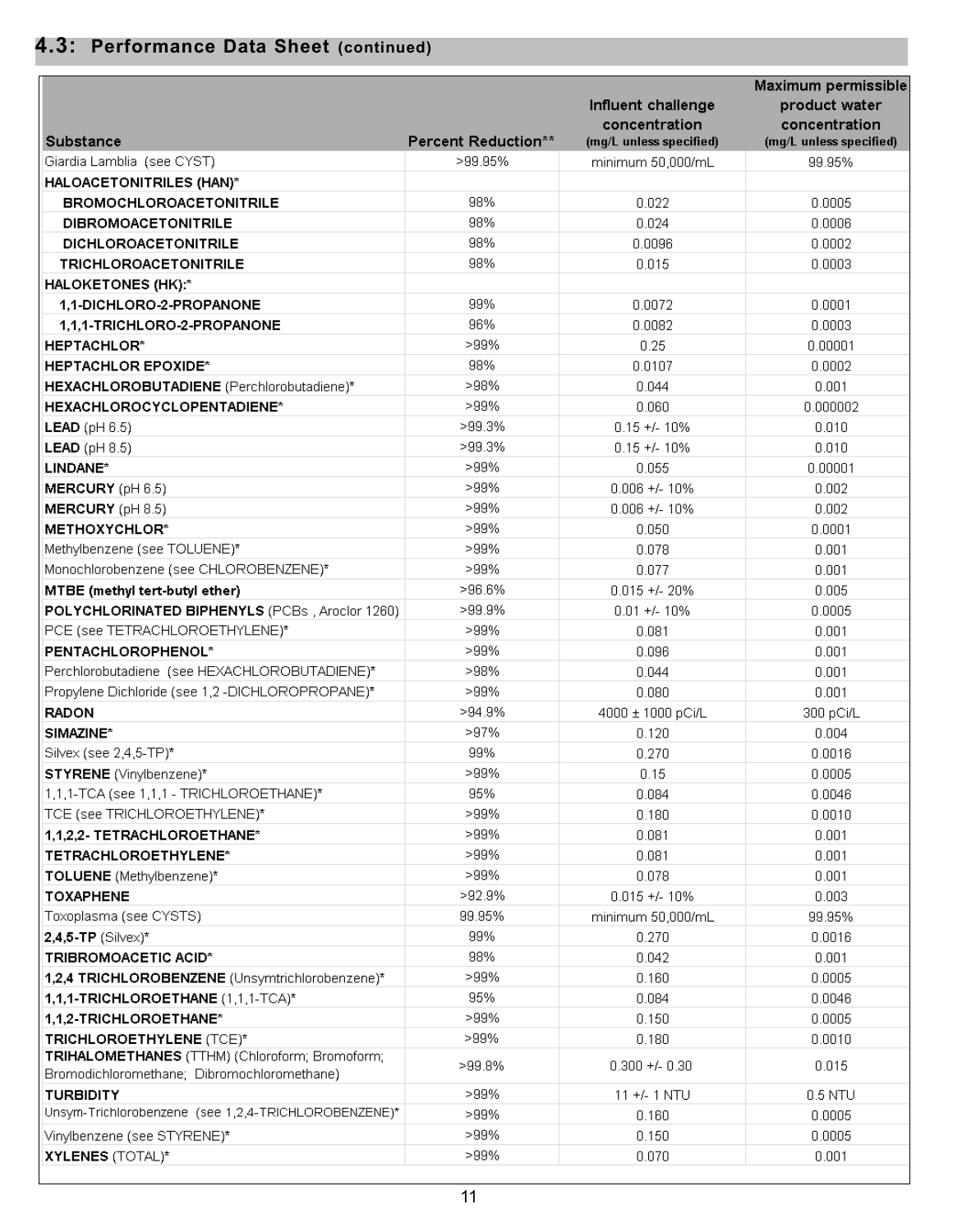## 4.3: Performance Data Sheet (continued)

| Substance | Percent Reduction** | Influent challenge concentration (mg/L unless specified) | Maximum permissible product water concentration (mg/L unless specified) |
|---|---|---|---|
| Giardia Lamblia (see CYST) | >99.95% | minimum 50,000/mL | 99.95% |
| **HALOACETONITRILES (HAN)*** | | | |
| **BROMOCHLOROACETONITRILE** | 98% | 0.022 | 0.0005 |
| **DIBROMOACETONITRILE** | 98% | 0.024 | 0.0006 |
| **DICHLOROACETONITRILE** | 98% | 0.0096 | 0.0002 |
| **TRICHLOROACETONITRILE** | 98% | 0.015 | 0.0003 |
| **HALOKETONES (HK):*** | | | |
| **1,1-DICHLORO-2-PROPANONE** | 99% | 0.0072 | 0.0001 |
| **1,1,1-TRICHLORO-2-PROPANONE** | 96% | 0.0082 | 0.0003 |
| **HEPTACHLOR*** | >99% | 0.25 | 0.00001 |
| **HEPTACHLOR EPOXIDE*** | 98% | 0.0107 | 0.0002 |
| **HEXACHLOROBUTADIENE** (Perchlorobutadiene)* | >98% | 0.044 | 0.001 |
| **HEXACHLOROCYCLOPENTADIENE*** | >99% | 0.060 | 0.000002 |
| **LEAD** (pH 6.5) | >99.3% | 0.15 +/- 10% | 0.010 |
| **LEAD** (pH 8.5) | >99.3% | 0.15 +/- 10% | 0.010 |
| **LINDANE*** | >99% | 0.055 | 0.00001 |
| **MERCURY** (pH 6.5) | >99% | 0.006 +/- 10% | 0.002 |
| **MERCURY** (pH 8.5) | >99% | 0.006 +/- 10% | 0.002 |
| **METHOXYCHLOR*** | >99% | 0.050 | 0.0001 |
| Methylbenzene (see TOLUENE)* | >99% | 0.078 | 0.001 |
| Monochlorobenzene (see CHLOROBENZENE)* | >99% | 0.077 | 0.001 |
| **MTBE (methyl tert-butyl ether)** | >96.6% | 0.015 +/- 20% | 0.005 |
| **POLYCHLORINATED BIPHENYLS** (PCBs , Aroclor 1260) | >99.9% | 0.01 +/- 10% | 0.0005 |
| PCE (see TETRACHLOROETHYLENE)* | >99% | 0.081 | 0.001 |
| **PENTACHLOROPHENOL*** | >99% | 0.096 | 0.001 |
| Perchlorobutadiene (see HEXACHLOROBUTADIENE)* | >98% | 0.044 | 0.001 |
| Propylene Dichloride (see 1,2 -DICHLOROPROPANE)* | >99% | 0.080 | 0.001 |
| **RADON** | >94.9% | 4000 ± 1000 pCi/L | 300 pCi/L |
| **SIMAZINE*** | >97% | 0.120 | 0.004 |
| Silvex (see 2,4,5-TP)* | 99% | 0.270 | 0.0016 |
| **STYRENE** (Vinylbenzene)* | >99% | 0.15 | 0.0005 |
| 1,1,1-TCA (see 1,1,1 - TRICHLOROETHANE)* | 95% | 0.084 | 0.0046 |
| TCE (see TRICHLOROETHYLENE)* | >99% | 0.180 | 0.0010 |
| **1,1,2,2- TETRACHLOROETHANE*** | >99% | 0.081 | 0.001 |
| **TETRACHLOROETHYLENE*** | >99% | 0.081 | 0.001 |
| **TOLUENE** (Methylbenzene)* | >99% | 0.078 | 0.001 |
| **TOXAPHENE** | >92.9% | 0.015 +/- 10% | 0.003 |
| Toxoplasma (see CYSTS) | 99.95% | minimum 50,000/mL | 99.95% |
| **2,4,5-TP** (Silvex)* | 99% | 0.270 | 0.0016 |
| **TRIBROMOACETIC ACID*** | 98% | 0.042 | 0.001 |
| **1,2,4 TRICHLOROBENZENE** (Unsymtrichlorobenzene)* | >99% | 0.160 | 0.0005 |
| **1,1,1-TRICHLOROETHANE** (1,1,1-TCA)* | 95% | 0.084 | 0.0046 |
| **1,1,2-TRICHLOROETHANE*** | >99% | 0.150 | 0.0005 |
| **TRICHLOROETHYLENE** (TCE)* | >99% | 0.180 | 0.0010 |
| **TRIHALOMETHANES** (TTHM) (Chloroform; Bromoform; Bromodichloromethane; Dibromochloromethane) | >99.8% | 0.300 +/- 0.30 | 0.015 |
| **TURBIDITY** | >99% | 11 +/- 1 NTU | 0.5 NTU |
| Unsym-Trichlorobenzene (see 1,2,4-TRICHLOROBENZENE)* | >99% | 0.160 | 0.0005 |
| Vinylbenzene (see STYRENE)* | >99% | 0.150 | 0.0005 |
| **XYLENES** (TOTAL)* | >99% | 0.070 | 0.001 |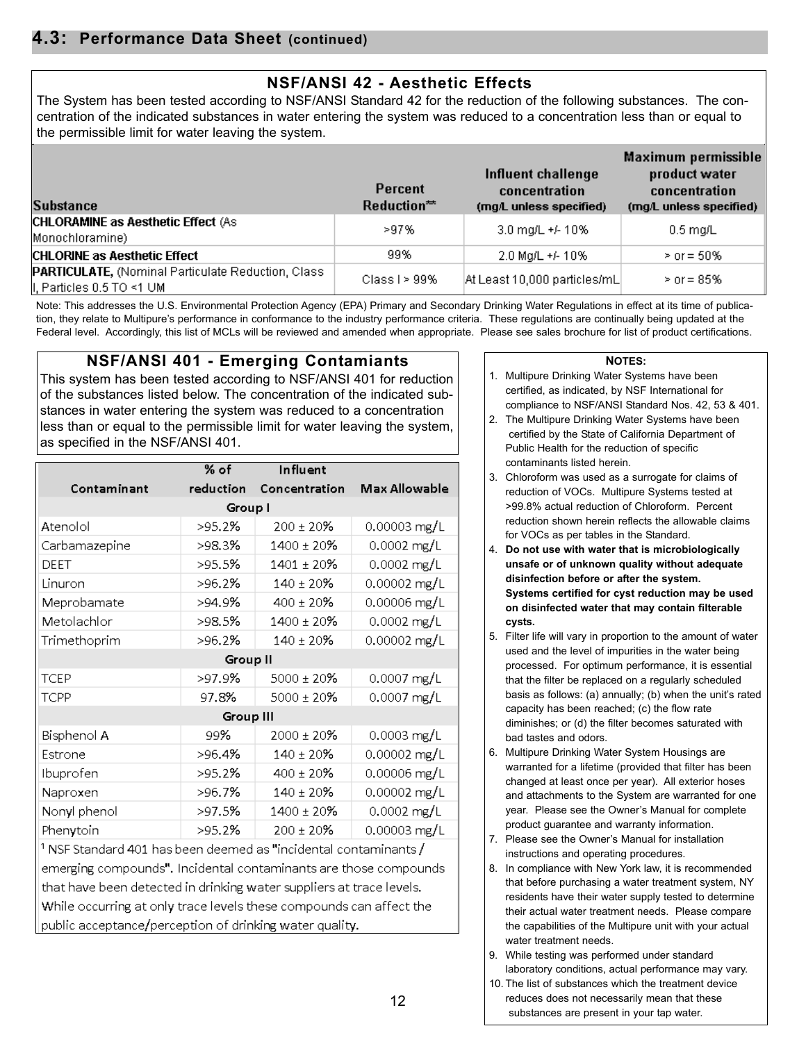## 4.3: Performance Data Sheet (continued)

### NSF/ANSI 42 - Aesthetic Effects

The System has been tested according to NSF/ANSI Standard 42 for the reduction of the following substances. The concentration of the indicated substances in water entering the system was reduced to a concentration less than or equal to the permissible limit for water leaving the system.

| Substance | Percent Reduction** | Influent challenge concentration (mg/L unless specified) | Maximum permissible product water concentration (mg/L unless specified) |
|---|---|---|---|
| **CHLORAMINE as Aesthetic Effect** (As Monochloramine) | >97% | 3.0 mg/L +/- 10% | 0.5 mg/L |
| **CHLORINE as Aesthetic Effect** | 99% | 2.0 Mg/L +/- 10% | > or = 50% |
| **PARTICULATE,** (Nominal Particulate Reduction, Class I, Particles 0.5 TO <1 UM | Class I > 99% | At Least 10,000 particles/mL | > or = 85% |

Note: This addresses the U.S. Environmental Protection Agency (EPA) Primary and Secondary Drinking Water Regulations in effect at its time of publication, they relate to Multipure's performance in conformance to the industry performance criteria. These regulations are continually being updated at the Federal level. Accordingly, this list of MCLs will be reviewed and amended when appropriate. Please see sales brochure for list of product certifications.

### NSF/ANSI 401 - Emerging Contamiants

This system has been tested according to NSF/ANSI 401 for reduction of the substances listed below. The concentration of the indicated substances in water entering the system was reduced to a concentration less than or equal to the permissible limit for water leaving the system, as specified in the NSF/ANSI 401.

| Contaminant | % of reduction | Influent Concentration | Max Allowable |
|---|---|---|---|
| **Group I** | | | |
| Atenolol | >95.2% | 200 ± 20% | 0.00003 mg/L |
| Carbamazepine | >98.3% | 1400 ± 20% | 0.0002 mg/L |
| DEET | >95.5% | 1401 ± 20% | 0.0002 mg/L |
| Linuron | >96.2% | 140 ± 20% | 0.00002 mg/L |
| Meprobamate | >94.9% | 400 ± 20% | 0.00006 mg/L |
| Metolachlor | >98.5% | 1400 ± 20% | 0.0002 mg/L |
| Trimethoprim | >96.2% | 140 ± 20% | 0.00002 mg/L |
| **Group II** | | | |
| TCEP | >97.9% | 5000 ± 20% | 0.0007 mg/L |
| TCPP | 97.8% | 5000 ± 20% | 0.0007 mg/L |
| **Group III** | | | |
| Bisphenol A | 99% | 2000 ± 20% | 0.0003 mg/L |
| Estrone | >96.4% | 140 ± 20% | 0.00002 mg/L |
| Ibuprofen | >95.2% | 400 ± 20% | 0.00006 mg/L |
| Naproxen | >96.7% | 140 ± 20% | 0.00002 mg/L |
| Nonyl phenol | >97.5% | 1400 ± 20% | 0.0002 mg/L |
| Phenytoin | >95.2% | 200 ± 20% | 0.00003 mg/L |

[1] NSF Standard 401 has been deemed as "incidental contaminants / emerging compounds". Incidental contaminants are those compounds that have been detected in drinking water suppliers at trace levels. While occurring at only trace levels these compounds can affect the public acceptance/perception of drinking water quality.

**NOTES:**

1. Multipure Drinking Water Systems have been certified, as indicated, by NSF International for compliance to NSF/ANSI Standard Nos. 42, 53 & 401.
2. The Multipure Drinking Water Systems have been certified by the State of California Department of Public Health for the reduction of specific contaminants listed herein.
3. Chloroform was used as a surrogate for claims of reduction of VOCs. Multipure Systems tested at >99.8% actual reduction of Chloroform. Percent reduction shown herein reflects the allowable claims for VOCs as per tables in the Standard.
4. **Do not use with water that is microbiologically unsafe or of unknown quality without adequate disinfection before or after the system. Systems certified for cyst reduction may be used on disinfected water that may contain filterable cysts.**
5. Filter life will vary in proportion to the amount of water used and the level of impurities in the water being processed. For optimum performance, it is essential that the filter be replaced on a regularly scheduled basis as follows: (a) annually; (b) when the unit's rated capacity has been reached; (c) the flow rate diminishes; or (d) the filter becomes saturated with bad tastes and odors.
6. Multipure Drinking Water System Housings are warranted for a lifetime (provided that filter has been changed at least once per year). All exterior hoses and attachments to the System are warranted for one year. Please see the Owner's Manual for complete product guarantee and warranty information.
7. Please see the Owner's Manual for installation instructions and operating procedures.
8. In compliance with New York law, it is recommended that before purchasing a water treatment system, NY residents have their water supply tested to determine their actual water treatment needs. Please compare the capabilities of the Multipure unit with your actual water treatment needs.
9. While testing was performed under standard laboratory conditions, actual performance may vary.
10. The list of substances which the treatment device reduces does not necessarily mean that these substances are present in your tap water.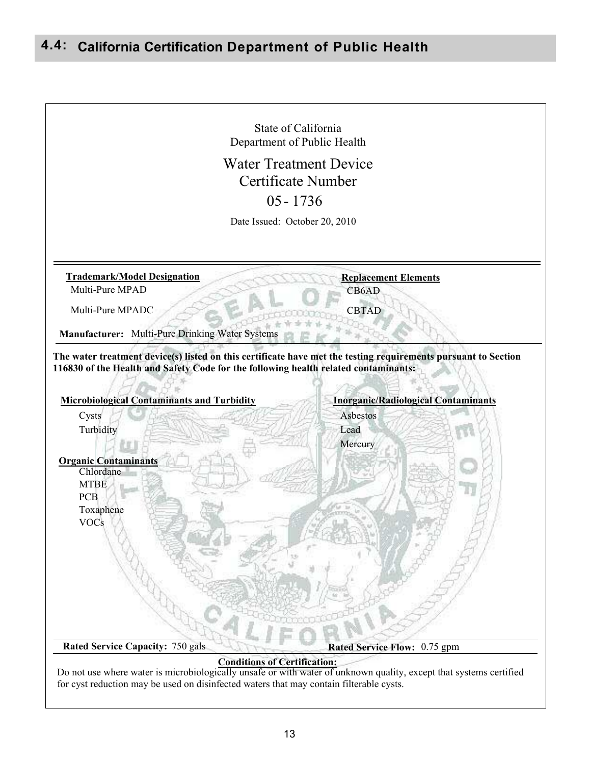## 4.4: California Certification Department of Public Health

State of California
Department of Public Health

Water Treatment Device
Certificate Number
05 - 1736

Date Issued: October 20, 2010

| **Trademark/Model Designation** | **Replacement Elements** |
| --- | --- |
| Multi-Pure MPAD | CB6AD |
| Multi-Pure MPADC | CBTAD |

**Manufacturer:** Multi-Pure Drinking Water Systems

**The water treatment device(s) listed on this certificate have met the testing requirements pursuant to Section 116830 of the Health and Safety Code for the following health related contaminants:**

**Microbiological Contaminants and Turbidity**
- Cysts
- Turbidity

**Inorganic/Radiological Contaminants**
- Asbestos
- Lead
- Mercury

**Organic Contaminants**
- Chlordane
- MTBE
- PCB
- Toxaphene
- VOCs

**Rated Service Capacity:** 750 gals

**Rated Service Flow:** 0.75 gpm

**Conditions of Certification:**

Do not use where water is microbiologically unsafe or with water of unknown quality, except that systems certified for cyst reduction may be used on disinfected waters that may contain filterable cysts.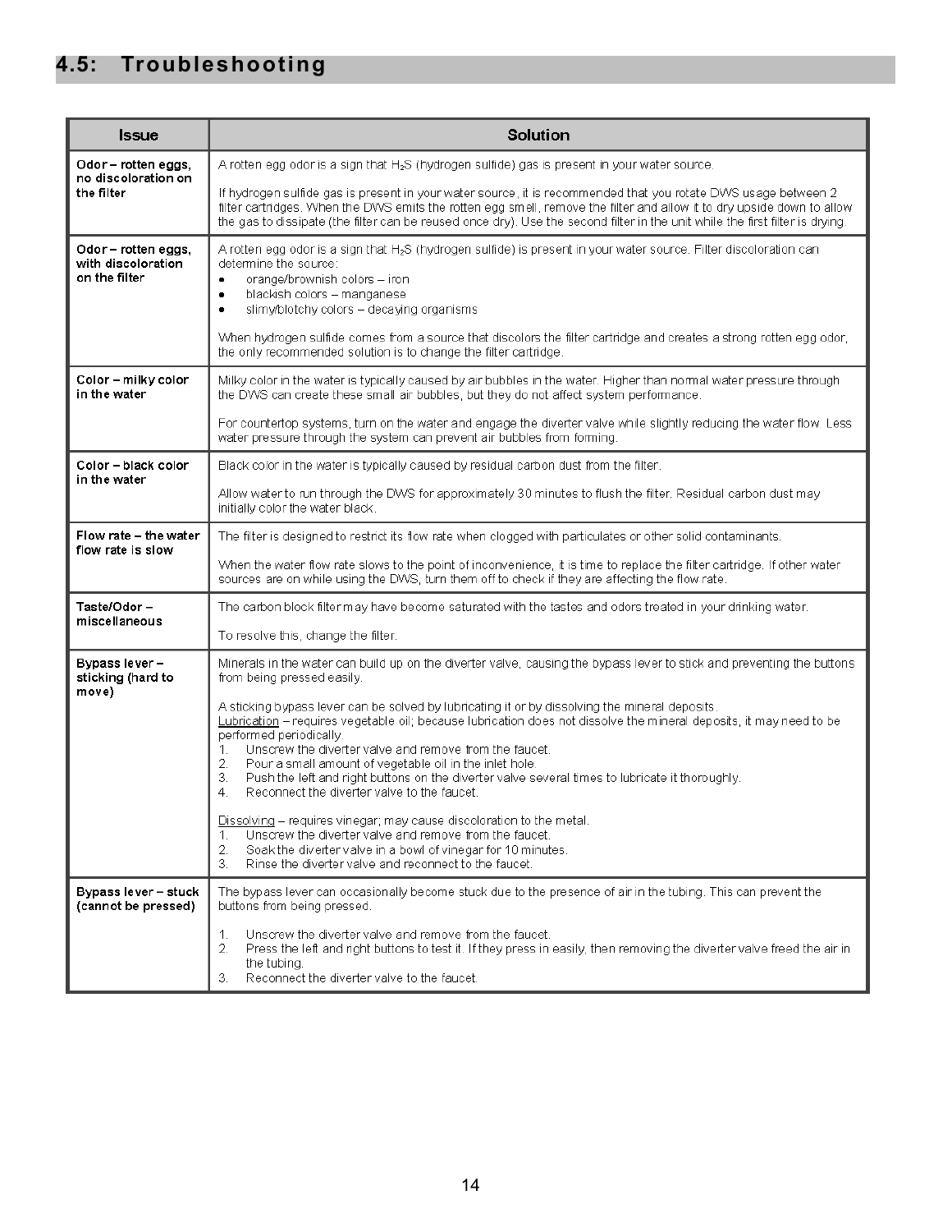## 4.5: Troubleshooting

| Issue | Solution |
|---|---|
| **Odor – rotten eggs, no discoloration on the filter** | A rotten egg odor is a sign that $H_2S$ (hydrogen sulfide) gas is present in your water source.<br><br>If hydrogen sulfide gas is present in your water source, it is recommended that you rotate DWS usage between 2 filter cartridges. When the DWS emits the rotten egg smell, remove the filter and allow it to dry upside down to allow the gas to dissipate (the filter can be reused once dry). Use the second filter in the unit while the first filter is drying. |
| **Odor – rotten eggs, with discoloration on the filter** | A rotten egg odor is a sign that $H_2S$ (hydrogen sulfide) is present in your water source. Filter discoloration can determine the source:<br>• orange/brownish colors – iron<br>• blackish colors – manganese<br>• slimy/blotchy colors – decaying organisms<br><br>When hydrogen sulfide comes from a source that discolors the filter cartridge and creates a strong rotten egg odor, the only recommended solution is to change the filter cartridge. |
| **Color – milky color in the water** | Milky color in the water is typically caused by air bubbles in the water. Higher than normal water pressure through the DWS can create these small air bubbles, but they do not affect system performance.<br><br>For countertop systems, turn on the water and engage the diverter valve while slightly reducing the water flow. Less water pressure through the system can prevent air bubbles from forming. |
| **Color – black color in the water** | Black color in the water is typically caused by residual carbon dust from the filter.<br><br>Allow water to run through the DWS for approximately 30 minutes to flush the filter. Residual carbon dust may initially color the water black. |
| **Flow rate – the water flow rate is slow** | The filter is designed to restrict its flow rate when clogged with particulates or other solid contaminants.<br><br>When the water flow rate slows to the point of inconvenience, it is time to replace the filter cartridge. If other water sources are on while using the DWS, turn them off to check if they are affecting the flow rate. |
| **Taste/Odor – miscellaneous** | The carbon block filter may have become saturated with the tastes and odors treated in your drinking water.<br><br>To resolve this, change the filter. |
| **Bypass lever – sticking (hard to move)** | Minerals in the water can build up on the diverter valve, causing the bypass lever to stick and preventing the buttons from being pressed easily.<br><br>A sticking bypass lever can be solved by lubricating it or by dissolving the mineral deposits.<br><u>Lubrication</u> – requires vegetable oil; because lubrication does not dissolve the mineral deposits, it may need to be performed periodically.<br>1. Unscrew the diverter valve and remove from the faucet.<br>2. Pour a small amount of vegetable oil in the inlet hole.<br>3. Push the left and right buttons on the diverter valve several times to lubricate it thoroughly.<br>4. Reconnect the diverter valve to the faucet.<br><br><u>Dissolving</u> – requires vinegar; may cause discoloration to the metal.<br>1. Unscrew the diverter valve and remove from the faucet.<br>2. Soak the diverter valve in a bowl of vinegar for 10 minutes.<br>3. Rinse the diverter valve and reconnect to the faucet. |
| **Bypass lever – stuck (cannot be pressed)** | The bypass lever can occasionally become stuck due to the presence of air in the tubing. This can prevent the buttons from being pressed.<br><br>1. Unscrew the diverter valve and remove from the faucet.<br>2. Press the left and right buttons to test it. If they press in easily, then removing the diverter valve freed the air in the tubing.<br>3. Reconnect the diverter valve to the faucet. |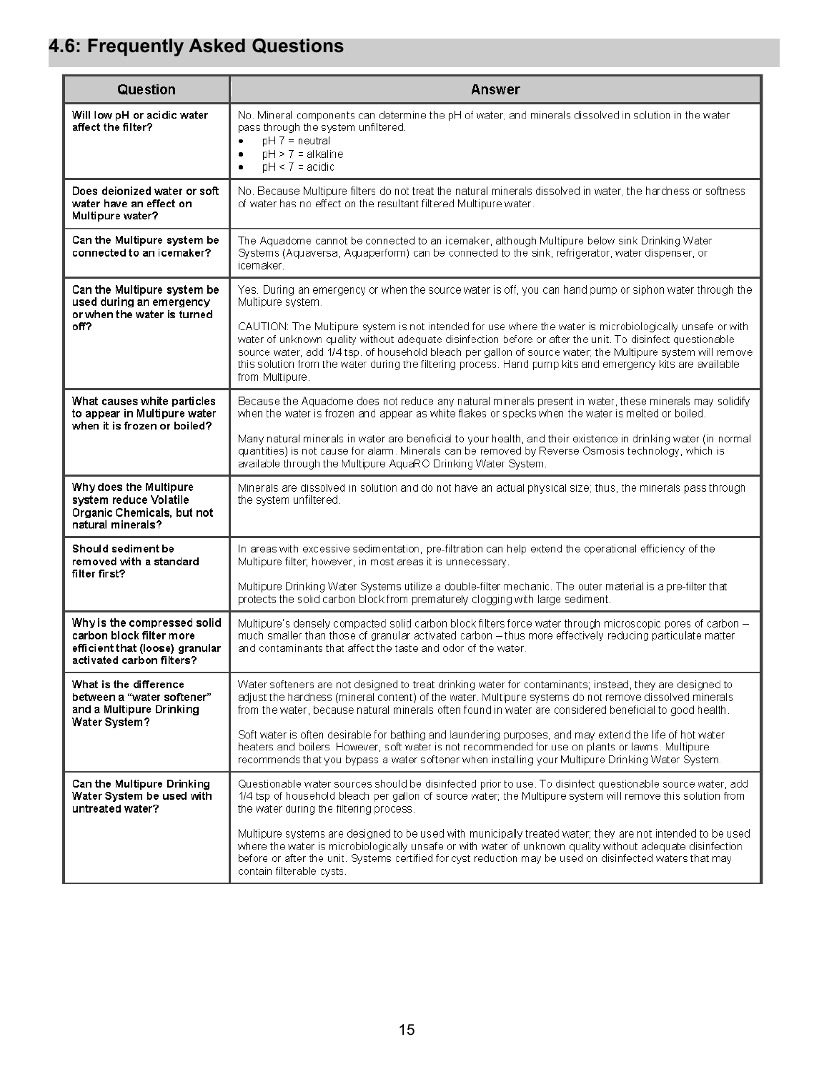## 4.6: Frequently Asked Questions

| Question | Answer |
|---|---|
| **Will low pH or acidic water affect the filter?** | No. Mineral components can determine the pH of water, and minerals dissolved in solution in the water pass through the system unfiltered.<br>• pH 7 = neutral<br>• pH > 7 = alkaline<br>• pH < 7 = acidic |
| **Does deionized water or soft water have an effect on Multipure water?** | No. Because Multipure filters do not treat the natural minerals dissolved in water, the hardness or softness of water has no effect on the resultant filtered Multipure water. |
| **Can the Multipure system be connected to an icemaker?** | The Aquadome cannot be connected to an icemaker, although Multipure below sink Drinking Water Systems (Aquaversa, Aquaperform) can be connected to the sink, refrigerator, water dispenser, or icemaker. |
| **Can the Multipure system be used during an emergency or when the water is turned off?** | Yes. During an emergency or when the source water is off, you can hand pump or siphon water through the Multipure system.<br><br>CAUTION: The Multipure system is not intended for use where the water is microbiologically unsafe or with water of unknown quality without adequate disinfection before or after the unit. To disinfect questionable source water, add 1/4 tsp. of household bleach per gallon of source water; the Multipure system will remove this solution from the water during the filtering process. Hand pump kits and emergency kits are available from Multipure. |
| **What causes white particles to appear in Multipure water when it is frozen or boiled?** | Because the Aquadome does not reduce any natural minerals present in water, these minerals may solidify when the water is frozen and appear as white flakes or specks when the water is melted or boiled.<br><br>Many natural minerals in water are beneficial to your health, and their existence in drinking water (in normal quantities) is not cause for alarm. Minerals can be removed by Reverse Osmosis technology, which is available through the Multipure AquaRO Drinking Water System. |
| **Why does the Multipure system reduce Volatile Organic Chemicals, but not natural minerals?** | Minerals are dissolved in solution and do not have an actual physical size; thus, the minerals pass through the system unfiltered. |
| **Should sediment be removed with a standard filter first?** | In areas with excessive sedimentation, pre-filtration can help extend the operational efficiency of the Multipure filter; however, in most areas it is unnecessary.<br><br>Multipure Drinking Water Systems utilize a double-filter mechanic. The outer material is a pre-filter that protects the solid carbon block from prematurely clogging with large sediment. |
| **Why is the compressed solid carbon block filter more efficient that (loose) granular activated carbon filters?** | Multipure's densely compacted solid carbon block filters force water through microscopic pores of carbon – much smaller than those of granular activated carbon – thus more effectively reducing particulate matter and contaminants that affect the taste and odor of the water. |
| **What is the difference between a "water softener" and a Multipure Drinking Water System?** | Water softeners are not designed to treat drinking water for contaminants; instead, they are designed to adjust the hardness (mineral content) of the water. Multipure systems do not remove dissolved minerals from the water, because natural minerals often found in water are considered beneficial to good health.<br><br>Soft water is often desirable for bathing and laundering purposes, and may extend the life of hot water heaters and boilers. However, soft water is not recommended for use on plants or lawns. Multipure recommends that you bypass a water softener when installing your Multipure Drinking Water System. |
| **Can the Multipure Drinking Water System be used with untreated water?** | Questionable water sources should be disinfected prior to use. To disinfect questionable source water, add 1/4 tsp of household bleach per gallon of source water; the Multipure system will remove this solution from the water during the filtering process.<br><br>Multipure systems are designed to be used with municipally treated water; they are not intended to be used where the water is microbiologically unsafe or with water of unknown quality without adequate disinfection before or after the unit. Systems certified for cyst reduction may be used on disinfected waters that may contain filterable cysts. |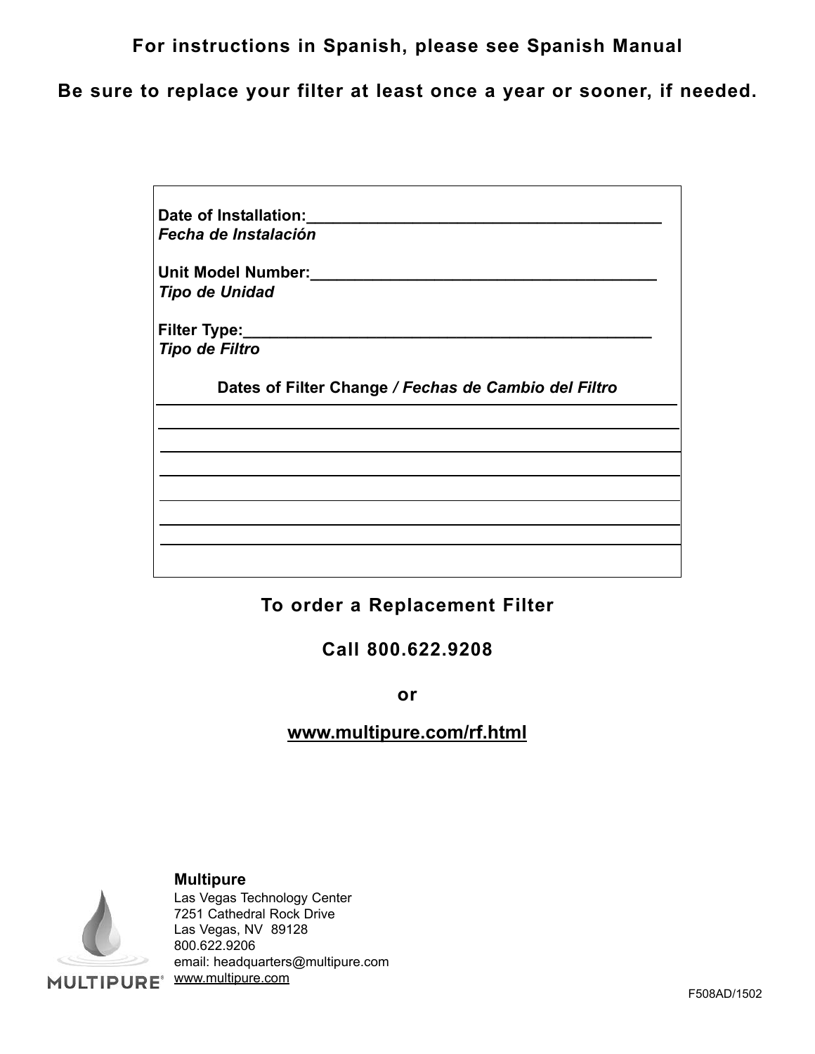**For instructions in Spanish, please see Spanish Manual**

**Be sure to replace your filter at least once a year or sooner, if needed.**

**Date of Installation:**________________________________________
***Fecha de Instalación***

**Unit Model Number:**________________________________________
***Tipo de Unidad***

**Filter Type:**________________________________________
***Tipo de Filtro***

**Dates of Filter Change** ***/ Fechas de Cambio del Filtro***

________________________________________

________________________________________

________________________________________

________________________________________

________________________________________

________________________________________

________________________________________

## To order a Replacement Filter

**Call 800.622.9208**

**or**

**www.multipure.com/rf.html**

MULTIPURE®

**Multipure**
Las Vegas Technology Center
7251 Cathedral Rock Drive
Las Vegas, NV 89128
800.622.9206
email: headquarters@multipure.com
www.multipure.com

F508AD/1502